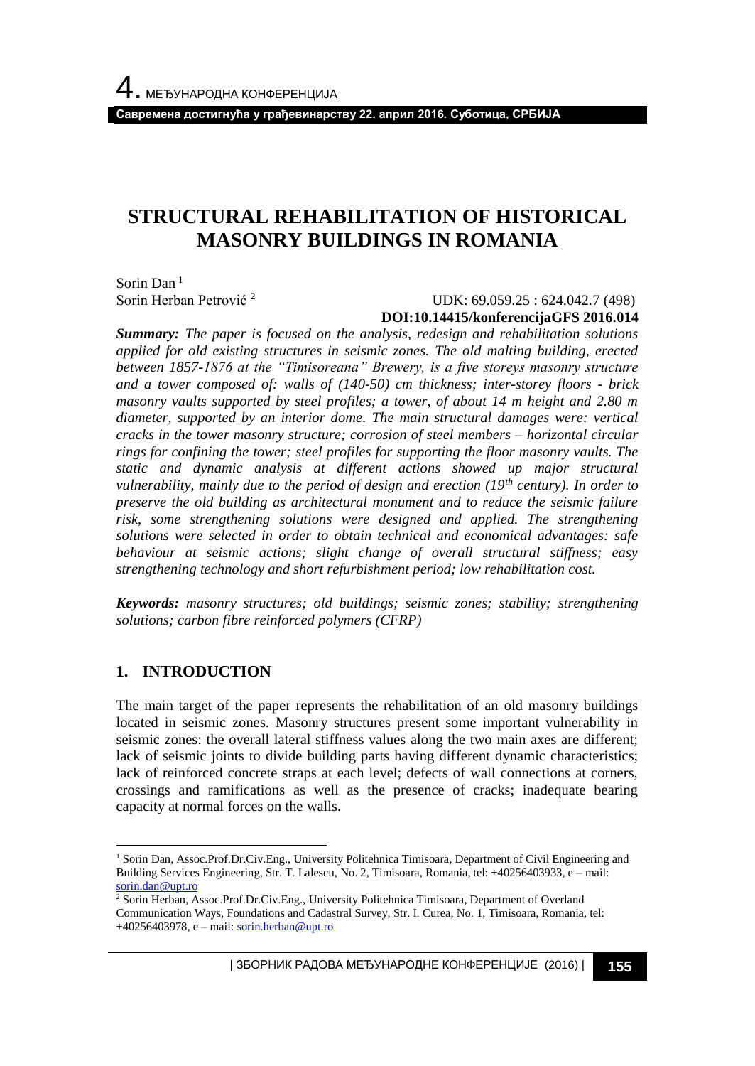# STRUCTURAL REHABILITATION OF HISTORICAL MASONRY BUILDINGS IN ROMANIA

Sorin Dan [1]
Sorin Herban Petrović [2]

UDK: 69.059.25 : 624.042.7 (498)
**DOI:10.14415/konferencijaGFS 2016.014**

***Summary:*** *The paper is focused on the analysis, redesign and rehabilitation solutions applied for old existing structures in seismic zones. The old malting building, erected between 1857-1876 at the "Timisoreana" Brewery, is a five storeys masonry structure and a tower composed of: walls of (140-50) cm thickness; inter-storey floors - brick masonry vaults supported by steel profiles; a tower, of about 14 m height and 2.80 m diameter, supported by an interior dome. The main structural damages were: vertical cracks in the tower masonry structure; corrosion of steel members – horizontal circular rings for confining the tower; steel profiles for supporting the floor masonry vaults. The static and dynamic analysis at different actions showed up major structural vulnerability, mainly due to the period of design and erection (19th century). In order to preserve the old building as architectural monument and to reduce the seismic failure risk, some strengthening solutions were designed and applied. The strengthening solutions were selected in order to obtain technical and economical advantages: safe behaviour at seismic actions; slight change of overall structural stiffness; easy strengthening technology and short refurbishment period; low rehabilitation cost.*

***Keywords:*** *masonry structures; old buildings; seismic zones; stability; strengthening solutions; carbon fibre reinforced polymers (CFRP)*

## 1. INTRODUCTION

The main target of the paper represents the rehabilitation of an old masonry buildings located in seismic zones. Masonry structures present some important vulnerability in seismic zones: the overall lateral stiffness values along the two main axes are different; lack of seismic joints to divide building parts having different dynamic characteristics; lack of reinforced concrete straps at each level; defects of wall connections at corners, crossings and ramifications as well as the presence of cracks; inadequate bearing capacity at normal forces on the walls.

---

[1] Sorin Dan, Assoc.Prof.Dr.Civ.Eng., University Politehnica Timisoara, Department of Civil Engineering and Building Services Engineering, Str. T. Lalescu, No. 2, Timisoara, Romania, tel: +40256403933, e – mail: sorin.dan@upt.ro

[2] Sorin Herban, Assoc.Prof.Dr.Civ.Eng., University Politehnica Timisoara, Department of Overland Communication Ways, Foundations and Cadastral Survey, Str. I. Curea, No. 1, Timisoara, Romania, tel: +40256403978, e – mail: sorin.herban@upt.ro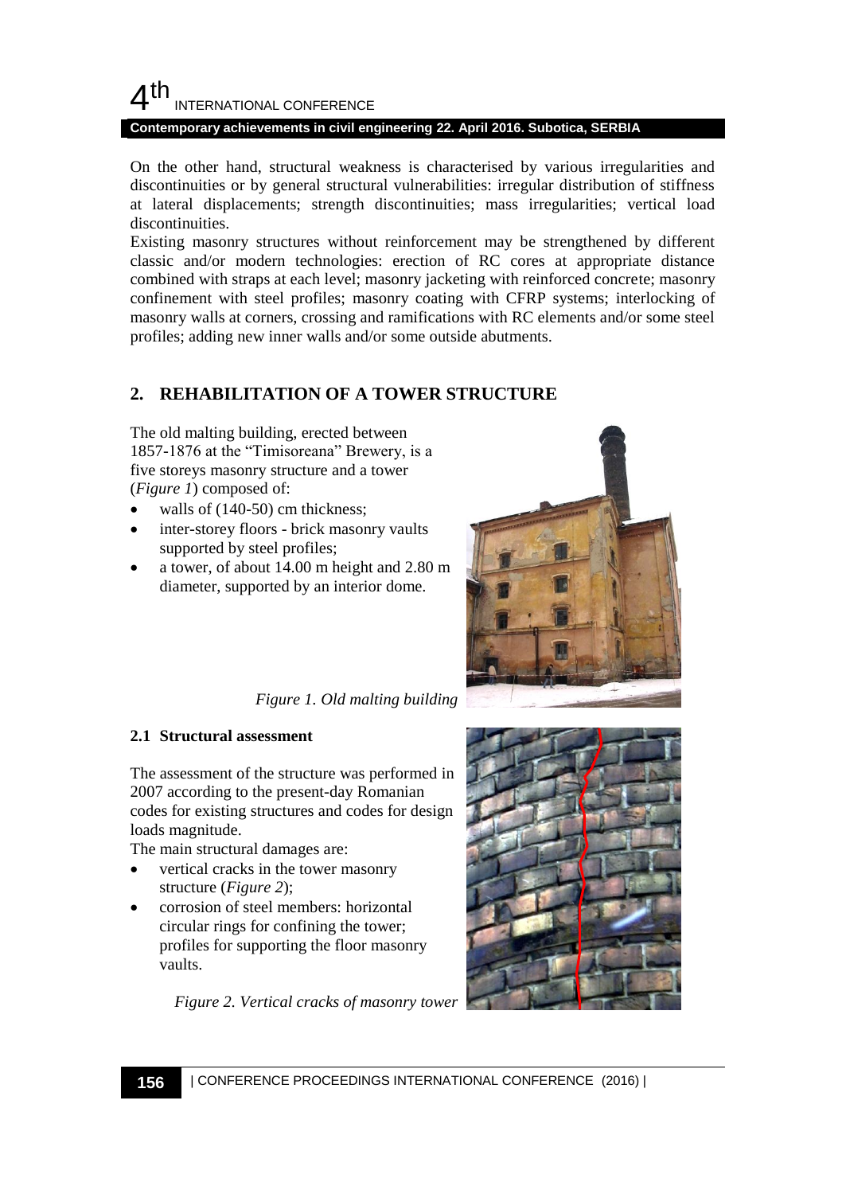On the other hand, structural weakness is characterised by various irregularities and discontinuities or by general structural vulnerabilities: irregular distribution of stiffness at lateral displacements; strength discontinuities; mass irregularities; vertical load discontinuities.

Existing masonry structures without reinforcement may be strengthened by different classic and/or modern technologies: erection of RC cores at appropriate distance combined with straps at each level; masonry jacketing with reinforced concrete; masonry confinement with steel profiles; masonry coating with CFRP systems; interlocking of masonry walls at corners, crossing and ramifications with RC elements and/or some steel profiles; adding new inner walls and/or some outside abutments.

## 2. REHABILITATION OF A TOWER STRUCTURE

The old malting building, erected between 1857-1876 at the "Timisoreana" Brewery, is a five storeys masonry structure and a tower (*Figure 1*) composed of:

- walls of (140-50) cm thickness;
- inter-storey floors - brick masonry vaults supported by steel profiles;
- a tower, of about 14.00 m height and 2.80 m diameter, supported by an interior dome.

*Figure 1. Old malting building*

### 2.1 Structural assessment

The assessment of the structure was performed in 2007 according to the present-day Romanian codes for existing structures and codes for design loads magnitude.

The main structural damages are:

- vertical cracks in the tower masonry structure (*Figure 2*);
- corrosion of steel members: horizontal circular rings for confining the tower; profiles for supporting the floor masonry vaults.

*Figure 2. Vertical cracks of masonry tower*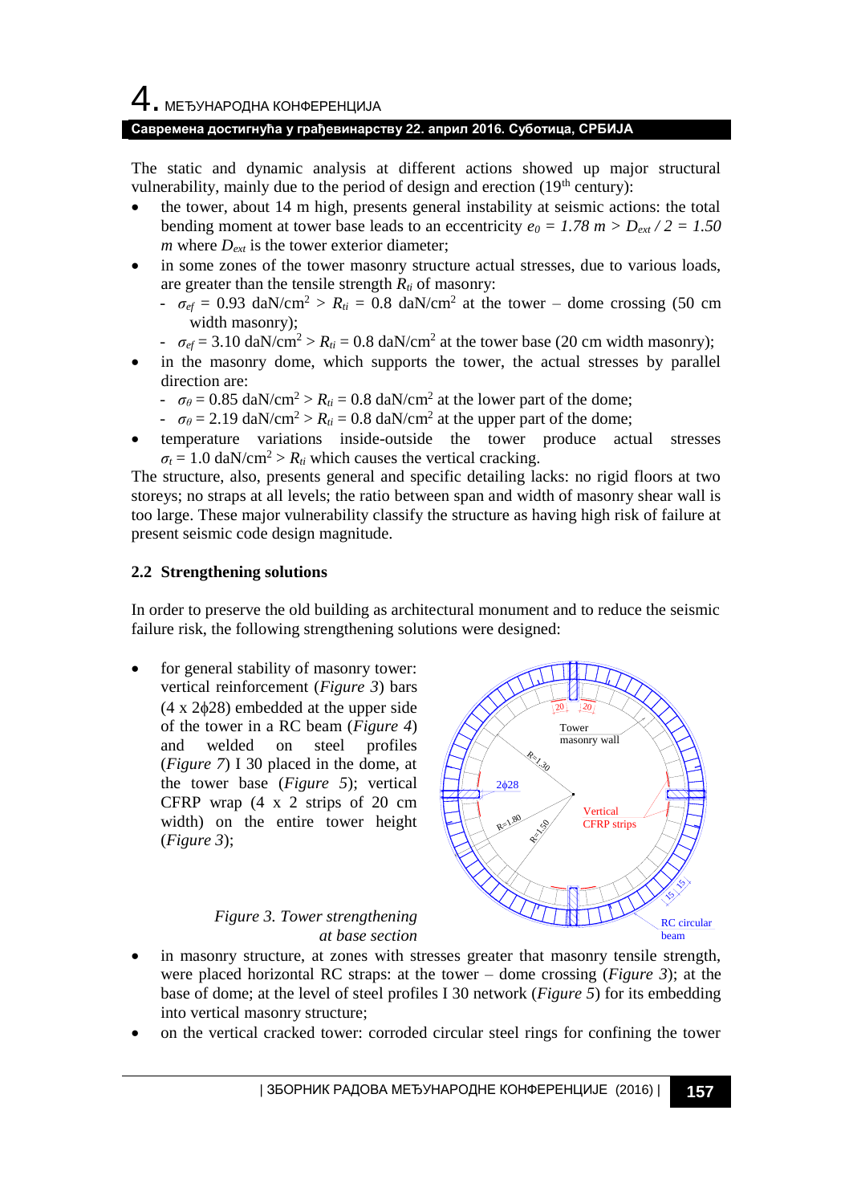The static and dynamic analysis at different actions showed up major structural vulnerability, mainly due to the period of design and erection (19th century):

- the tower, about 14 m high, presents general instability at seismic actions: the total bending moment at tower base leads to an eccentricity $e_0 = 1.78\ m > D_{ext} / 2 = 1.50\ m$ where $D_{ext}$ is the tower exterior diameter;
- in some zones of the tower masonry structure actual stresses, due to various loads, are greater than the tensile strength $R_{ti}$ of masonry:
  - $\sigma_{ef}$ = 0.93 daN/cm$^2$ > $R_{ti}$ = 0.8 daN/cm$^2$ at the tower – dome crossing (50 cm width masonry);
  - $\sigma_{ef}$ = 3.10 daN/cm$^2$ > $R_{ti}$ = 0.8 daN/cm$^2$ at the tower base (20 cm width masonry);
- in the masonry dome, which supports the tower, the actual stresses by parallel direction are:
  - $\sigma_\theta$ = 0.85 daN/cm$^2$ > $R_{ti}$ = 0.8 daN/cm$^2$ at the lower part of the dome;
  - $\sigma_\theta$ = 2.19 daN/cm$^2$ > $R_{ti}$ = 0.8 daN/cm$^2$ at the upper part of the dome;
- temperature variations inside-outside the tower produce actual stresses $\sigma_t$ = 1.0 daN/cm$^2$ > $R_{ti}$ which causes the vertical cracking.

The structure, also, presents general and specific detailing lacks: no rigid floors at two storeys; no straps at all levels; the ratio between span and width of masonry shear wall is too large. These major vulnerability classify the structure as having high risk of failure at present seismic code design magnitude.

## 2.2 Strengthening solutions

In order to preserve the old building as architectural monument and to reduce the seismic failure risk, the following strengthening solutions were designed:

- for general stability of masonry tower: vertical reinforcement (*Figure 3*) bars (4 x 2ϕ28) embedded at the upper side of the tower in a RC beam (*Figure 4*) and welded on steel profiles (*Figure 7*) I 30 placed in the dome, at the tower base (*Figure 5*); vertical CFRP wrap (4 x 2 strips of 20 cm width) on the entire tower height (*Figure 3*);

20
20
Tower masonry wall
R=1.30
2ϕ28
Vertical CFRP strips
R=1.80
R=1.50
15
15
RC circular beam

*Figure 3. Tower strengthening at base section*

- in masonry structure, at zones with stresses greater that masonry tensile strength, were placed horizontal RC straps: at the tower – dome crossing (*Figure 3*); at the base of dome; at the level of steel profiles I 30 network (*Figure 5*) for its embedding into vertical masonry structure;
- on the vertical cracked tower: corroded circular steel rings for confining the tower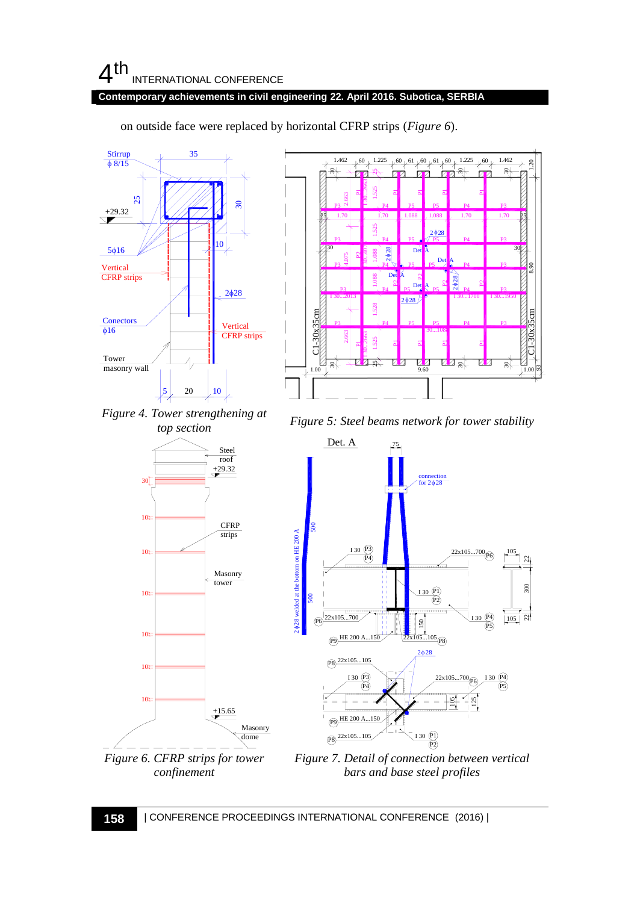on outside face were replaced by horizontal CFRP strips (*Figure 6*).

*Figure 4. Tower strengthening at top section*

*Figure 5: Steel beams network for tower stability*

*Figure 6. CFRP strips for tower confinement*

*Figure 7. Detail of connection between vertical bars and base steel profiles*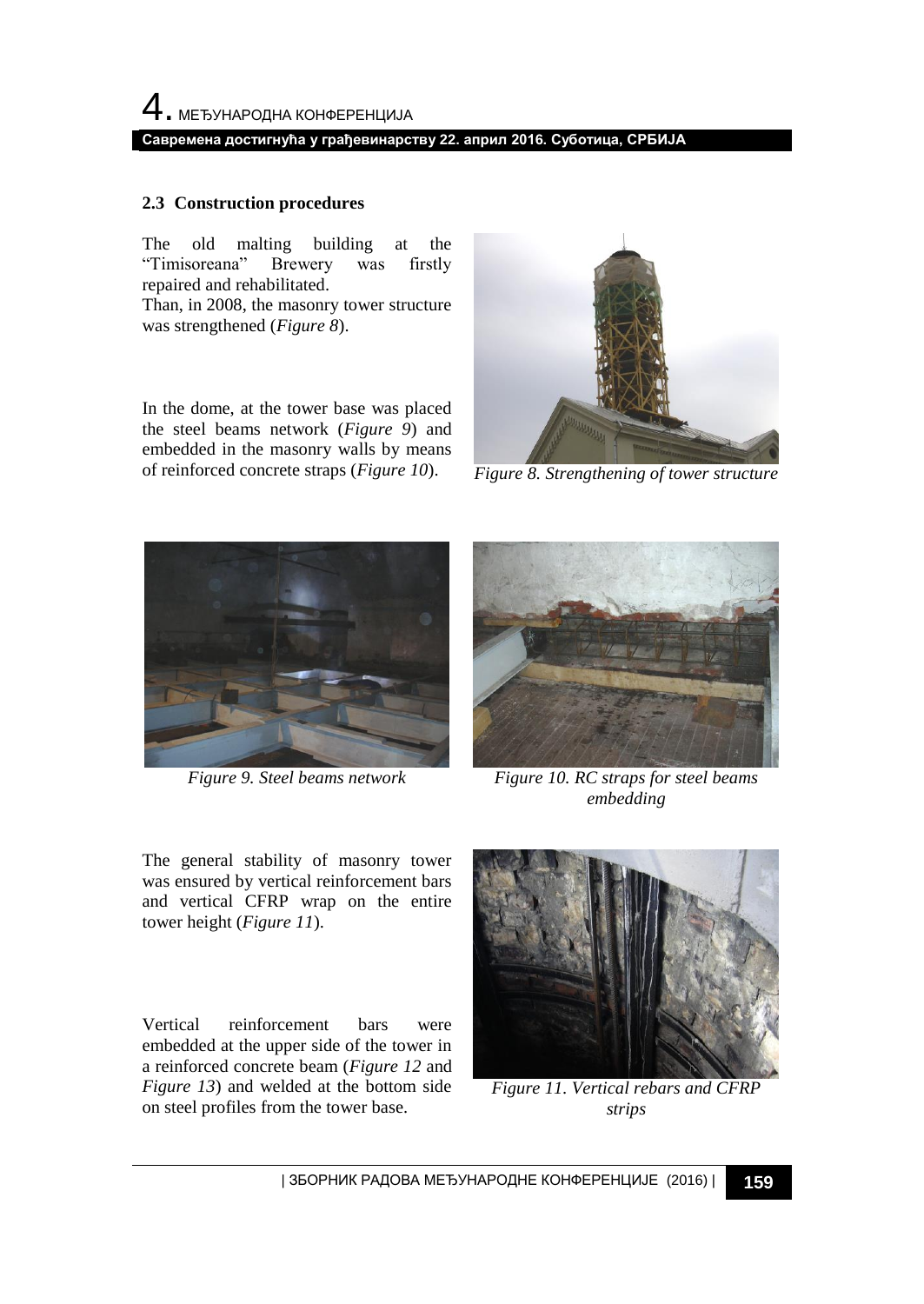### 2.3 Construction procedures

The old malting building at the "Timisoreana" Brewery was firstly repaired and rehabilitated.

Than, in 2008, the masonry tower structure was strengthened (*Figure 8*).

In the dome, at the tower base was placed the steel beams network (*Figure 9*) and embedded in the masonry walls by means of reinforced concrete straps (*Figure 10*).

*Figure 8. Strengthening of tower structure*

*Figure 9. Steel beams network*

*Figure 10. RC straps for steel beams embedding*

The general stability of masonry tower was ensured by vertical reinforcement bars and vertical CFRP wrap on the entire tower height (*Figure 11*).

Vertical reinforcement bars were embedded at the upper side of the tower in a reinforced concrete beam (*Figure 12* and *Figure 13*) and welded at the bottom side on steel profiles from the tower base.

*Figure 11. Vertical rebars and CFRP strips*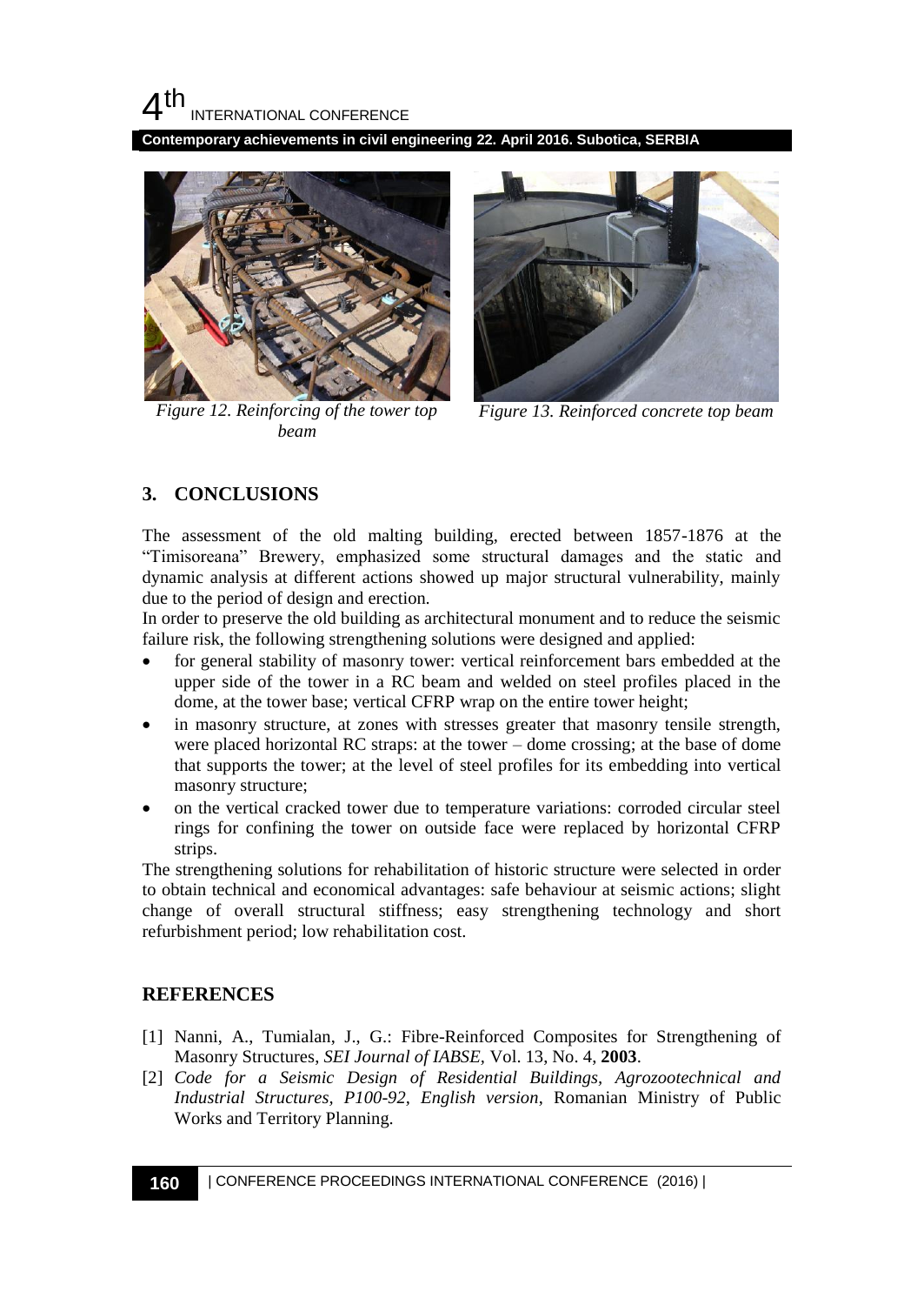*Figure 12. Reinforcing of the tower top beam*

*Figure 13. Reinforced concrete top beam*

## 3. CONCLUSIONS

The assessment of the old malting building, erected between 1857-1876 at the "Timisoreana" Brewery, emphasized some structural damages and the static and dynamic analysis at different actions showed up major structural vulnerability, mainly due to the period of design and erection.

In order to preserve the old building as architectural monument and to reduce the seismic failure risk, the following strengthening solutions were designed and applied:

- for general stability of masonry tower: vertical reinforcement bars embedded at the upper side of the tower in a RC beam and welded on steel profiles placed in the dome, at the tower base; vertical CFRP wrap on the entire tower height;
- in masonry structure, at zones with stresses greater that masonry tensile strength, were placed horizontal RC straps: at the tower – dome crossing; at the base of dome that supports the tower; at the level of steel profiles for its embedding into vertical masonry structure;
- on the vertical cracked tower due to temperature variations: corroded circular steel rings for confining the tower on outside face were replaced by horizontal CFRP strips.

The strengthening solutions for rehabilitation of historic structure were selected in order to obtain technical and economical advantages: safe behaviour at seismic actions; slight change of overall structural stiffness; easy strengthening technology and short refurbishment period; low rehabilitation cost.

## REFERENCES

[1] Nanni, A., Tumialan, J., G.: Fibre-Reinforced Composites for Strengthening of Masonry Structures, *SEI Journal of IABSE*, Vol. 13, No. 4, **2003**.

[2] *Code for a Seismic Design of Residential Buildings, Agrozootechnical and Industrial Structures, P100-92, English version*, Romanian Ministry of Public Works and Territory Planning.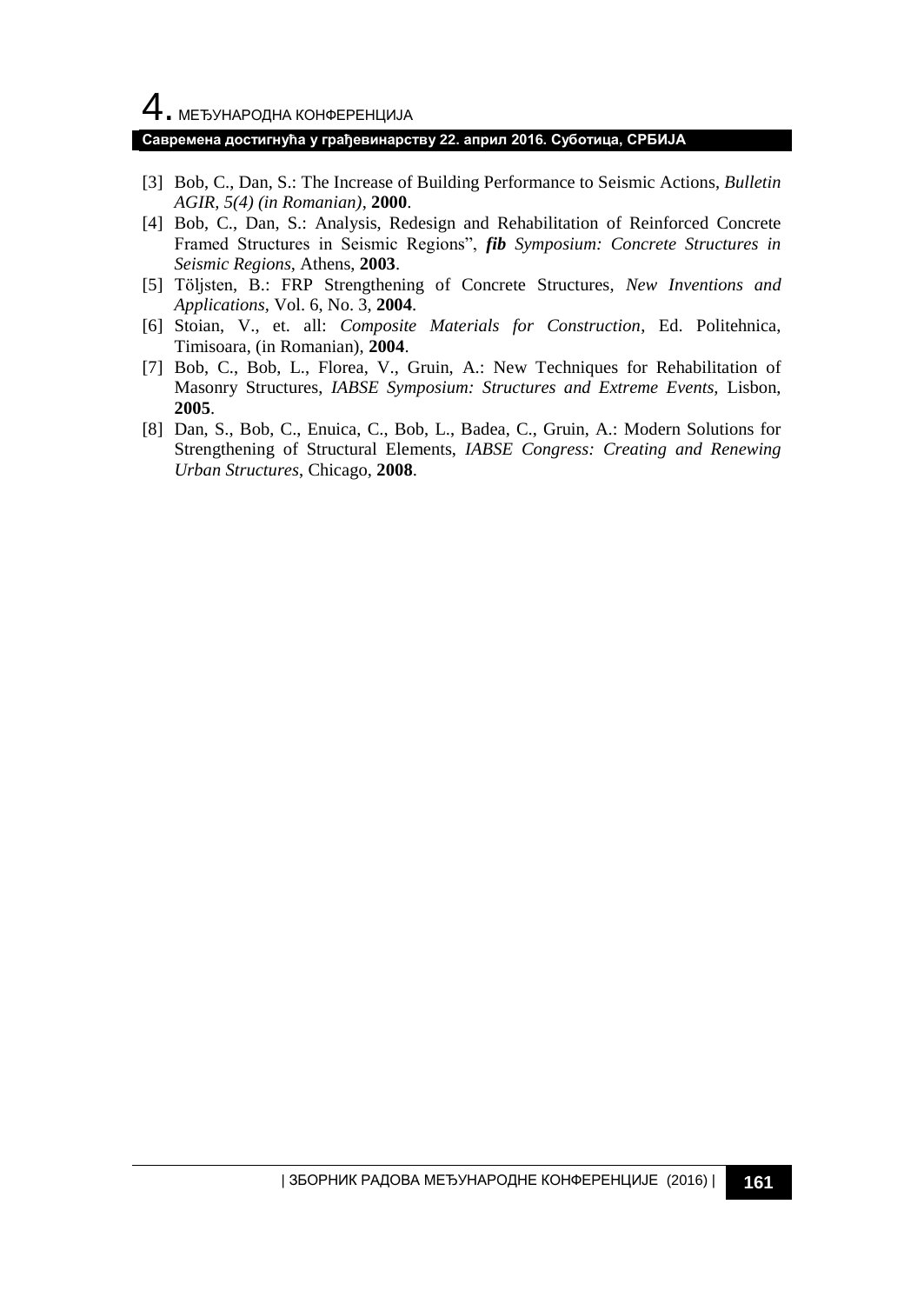[3] Bob, C., Dan, S.: The Increase of Building Performance to Seismic Actions, *Bulletin AGIR, 5(4) (in Romanian)*, **2000**.

[4] Bob, C., Dan, S.: Analysis, Redesign and Rehabilitation of Reinforced Concrete Framed Structures in Seismic Regions", ***fib*** *Symposium: Concrete Structures in Seismic Regions*, Athens, **2003**.

[5] Töljsten, B.: FRP Strengthening of Concrete Structures, *New Inventions and Applications*, Vol. 6, No. 3, **2004**.

[6] Stoian, V., et. all: *Composite Materials for Construction*, Ed. Politehnica, Timisoara, (in Romanian), **2004**.

[7] Bob, C., Bob, L., Florea, V., Gruin, A.: New Techniques for Rehabilitation of Masonry Structures, *IABSE Symposium: Structures and Extreme Events*, Lisbon, **2005**.

[8] Dan, S., Bob, C., Enuica, C., Bob, L., Badea, C., Gruin, A.: Modern Solutions for Strengthening of Structural Elements, *IABSE Congress: Creating and Renewing Urban Structures*, Chicago, **2008**.